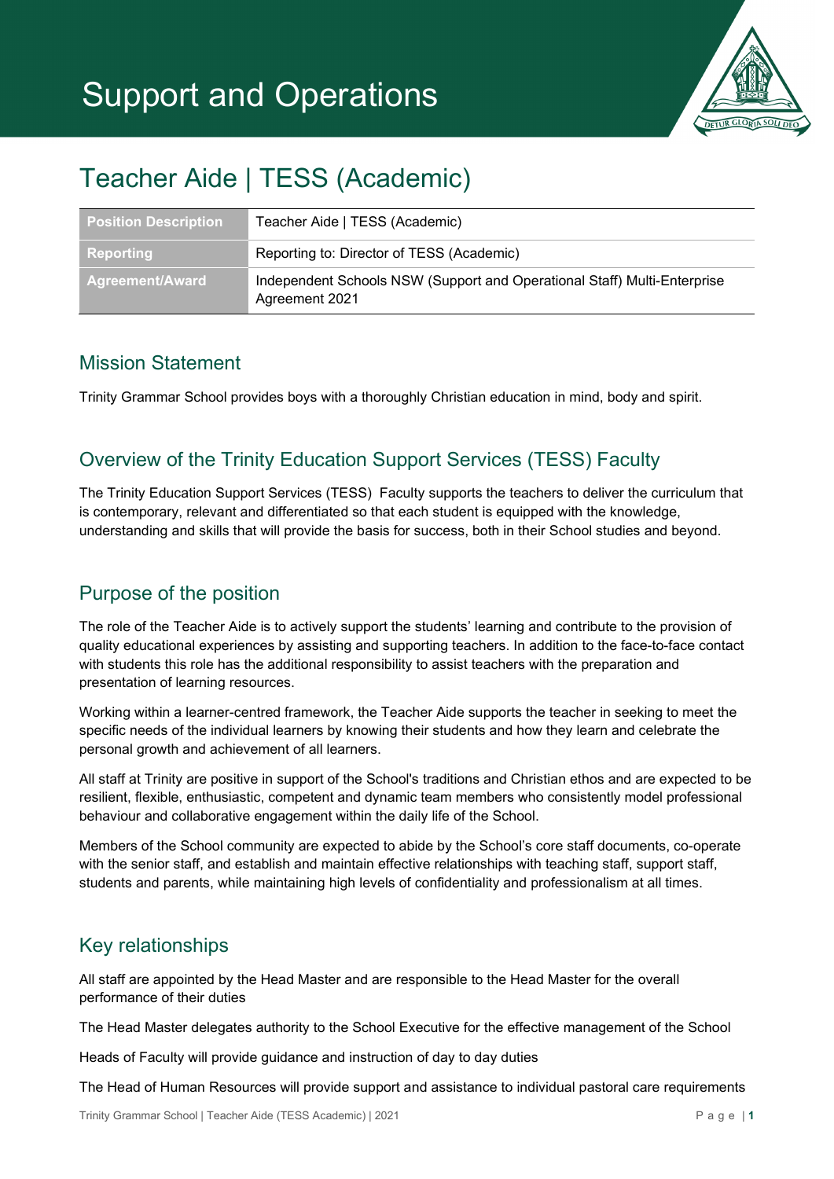# Support and Operations

# Teacher Aide | TESS (Academic)

| Position Description | Teacher Aide | TESS (Academic) |
|---|---|
| Reporting | Reporting to: Director of TESS (Academic) |
| Agreement/Award | Independent Schools NSW (Support and Operational Staff) Multi-Enterprise Agreement 2021 |

## Mission Statement

Trinity Grammar School provides boys with a thoroughly Christian education in mind, body and spirit.

## Overview of the Trinity Education Support Services (TESS) Faculty

The Trinity Education Support Services (TESS) Faculty supports the teachers to deliver the curriculum that is contemporary, relevant and differentiated so that each student is equipped with the knowledge, understanding and skills that will provide the basis for success, both in their School studies and beyond.

## Purpose of the position

The role of the Teacher Aide is to actively support the students' learning and contribute to the provision of quality educational experiences by assisting and supporting teachers. In addition to the face-to-face contact with students this role has the additional responsibility to assist teachers with the preparation and presentation of learning resources.

Working within a learner-centred framework, the Teacher Aide supports the teacher in seeking to meet the specific needs of the individual learners by knowing their students and how they learn and celebrate the personal growth and achievement of all learners.

All staff at Trinity are positive in support of the School's traditions and Christian ethos and are expected to be resilient, flexible, enthusiastic, competent and dynamic team members who consistently model professional behaviour and collaborative engagement within the daily life of the School.

Members of the School community are expected to abide by the School's core staff documents, co-operate with the senior staff, and establish and maintain effective relationships with teaching staff, support staff, students and parents, while maintaining high levels of confidentiality and professionalism at all times.

## Key relationships

All staff are appointed by the Head Master and are responsible to the Head Master for the overall performance of their duties

The Head Master delegates authority to the School Executive for the effective management of the School

Heads of Faculty will provide guidance and instruction of day to day duties

The Head of Human Resources will provide support and assistance to individual pastoral care requirements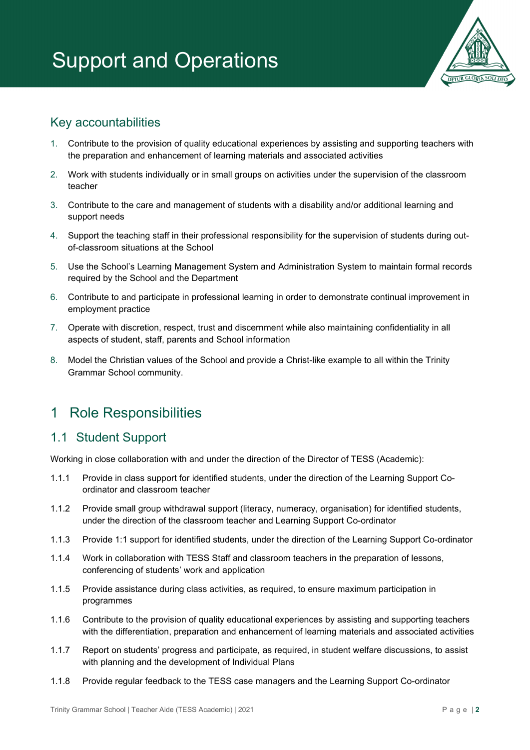# Support and Operations

## Key accountabilities

1. Contribute to the provision of quality educational experiences by assisting and supporting teachers with the preparation and enhancement of learning materials and associated activities
2. Work with students individually or in small groups on activities under the supervision of the classroom teacher
3. Contribute to the care and management of students with a disability and/or additional learning and support needs
4. Support the teaching staff in their professional responsibility for the supervision of students during out-of-classroom situations at the School
5. Use the School's Learning Management System and Administration System to maintain formal records required by the School and the Department
6. Contribute to and participate in professional learning in order to demonstrate continual improvement in employment practice
7. Operate with discretion, respect, trust and discernment while also maintaining confidentiality in all aspects of student, staff, parents and School information
8. Model the Christian values of the School and provide a Christ-like example to all within the Trinity Grammar School community.

# 1 Role Responsibilities

## 1.1 Student Support

Working in close collaboration with and under the direction of the Director of TESS (Academic):

1.1.1 Provide in class support for identified students, under the direction of the Learning Support Co-ordinator and classroom teacher

1.1.2 Provide small group withdrawal support (literacy, numeracy, organisation) for identified students, under the direction of the classroom teacher and Learning Support Co-ordinator

1.1.3 Provide 1:1 support for identified students, under the direction of the Learning Support Co-ordinator

1.1.4 Work in collaboration with TESS Staff and classroom teachers in the preparation of lessons, conferencing of students' work and application

1.1.5 Provide assistance during class activities, as required, to ensure maximum participation in programmes

1.1.6 Contribute to the provision of quality educational experiences by assisting and supporting teachers with the differentiation, preparation and enhancement of learning materials and associated activities

1.1.7 Report on students' progress and participate, as required, in student welfare discussions, to assist with planning and the development of Individual Plans

1.1.8 Provide regular feedback to the TESS case managers and the Learning Support Co-ordinator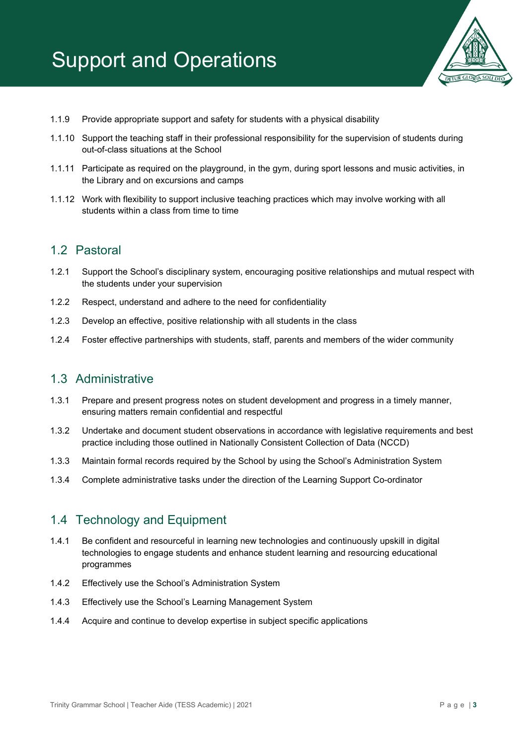# Support and Operations

1.1.9 Provide appropriate support and safety for students with a physical disability

1.1.10 Support the teaching staff in their professional responsibility for the supervision of students during out-of-class situations at the School

1.1.11 Participate as required on the playground, in the gym, during sport lessons and music activities, in the Library and on excursions and camps

1.1.12 Work with flexibility to support inclusive teaching practices which may involve working with all students within a class from time to time

## 1.2 Pastoral

1.2.1 Support the School's disciplinary system, encouraging positive relationships and mutual respect with the students under your supervision

1.2.2 Respect, understand and adhere to the need for confidentiality

1.2.3 Develop an effective, positive relationship with all students in the class

1.2.4 Foster effective partnerships with students, staff, parents and members of the wider community

## 1.3 Administrative

1.3.1 Prepare and present progress notes on student development and progress in a timely manner, ensuring matters remain confidential and respectful

1.3.2 Undertake and document student observations in accordance with legislative requirements and best practice including those outlined in Nationally Consistent Collection of Data (NCCD)

1.3.3 Maintain formal records required by the School by using the School's Administration System

1.3.4 Complete administrative tasks under the direction of the Learning Support Co-ordinator

## 1.4 Technology and Equipment

1.4.1 Be confident and resourceful in learning new technologies and continuously upskill in digital technologies to engage students and enhance student learning and resourcing educational programmes

1.4.2 Effectively use the School's Administration System

1.4.3 Effectively use the School's Learning Management System

1.4.4 Acquire and continue to develop expertise in subject specific applications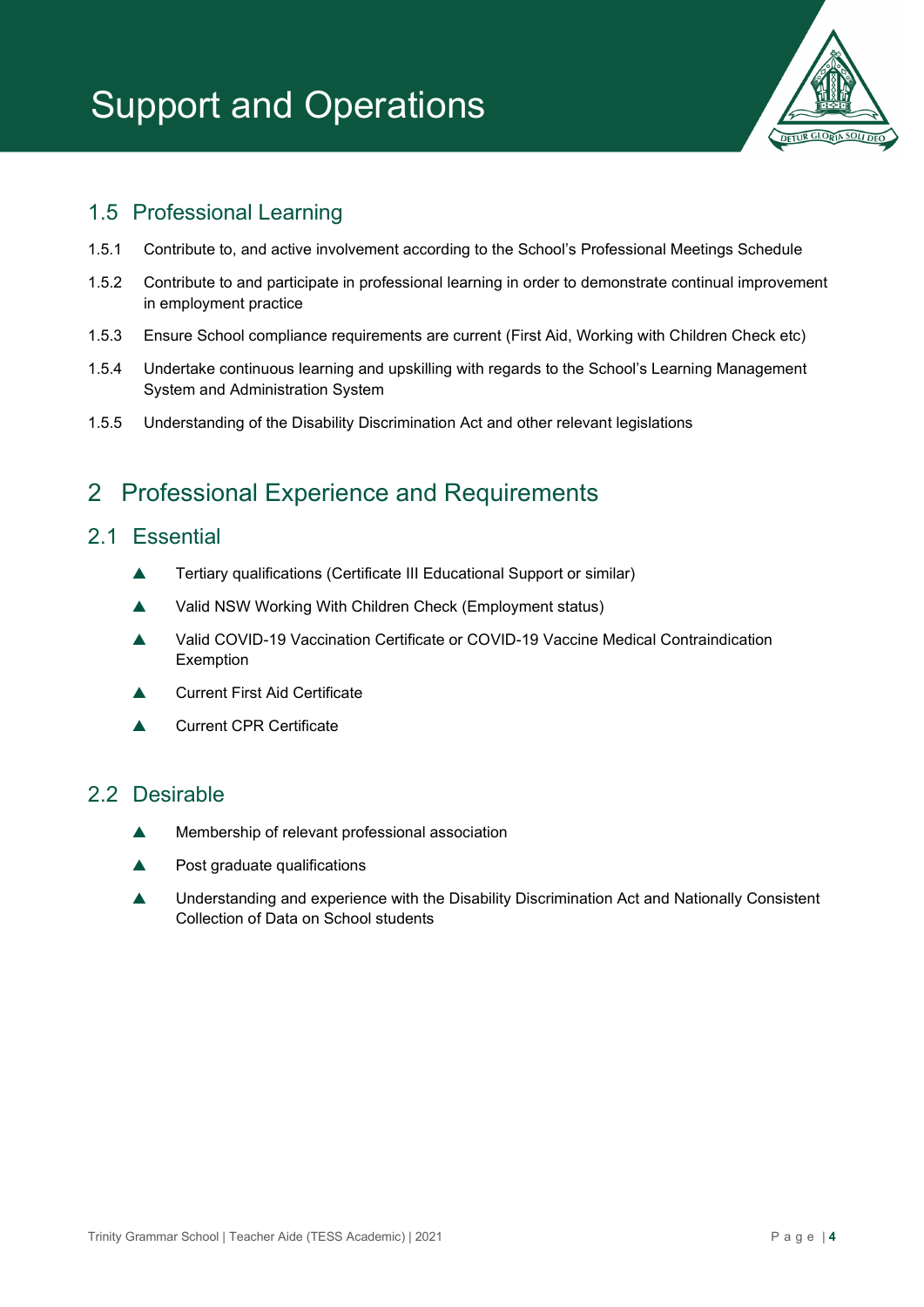# Support and Operations

## 1.5 Professional Learning

1.5.1 Contribute to, and active involvement according to the School's Professional Meetings Schedule

1.5.2 Contribute to and participate in professional learning in order to demonstrate continual improvement in employment practice

1.5.3 Ensure School compliance requirements are current (First Aid, Working with Children Check etc)

1.5.4 Undertake continuous learning and upskilling with regards to the School's Learning Management System and Administration System

1.5.5 Understanding of the Disability Discrimination Act and other relevant legislations

# 2 Professional Experience and Requirements

## 2.1 Essential

- Tertiary qualifications (Certificate III Educational Support or similar)
- Valid NSW Working With Children Check (Employment status)
- Valid COVID-19 Vaccination Certificate or COVID-19 Vaccine Medical Contraindication Exemption
- Current First Aid Certificate
- Current CPR Certificate

## 2.2 Desirable

- Membership of relevant professional association
- Post graduate qualifications
- Understanding and experience with the Disability Discrimination Act and Nationally Consistent Collection of Data on School students